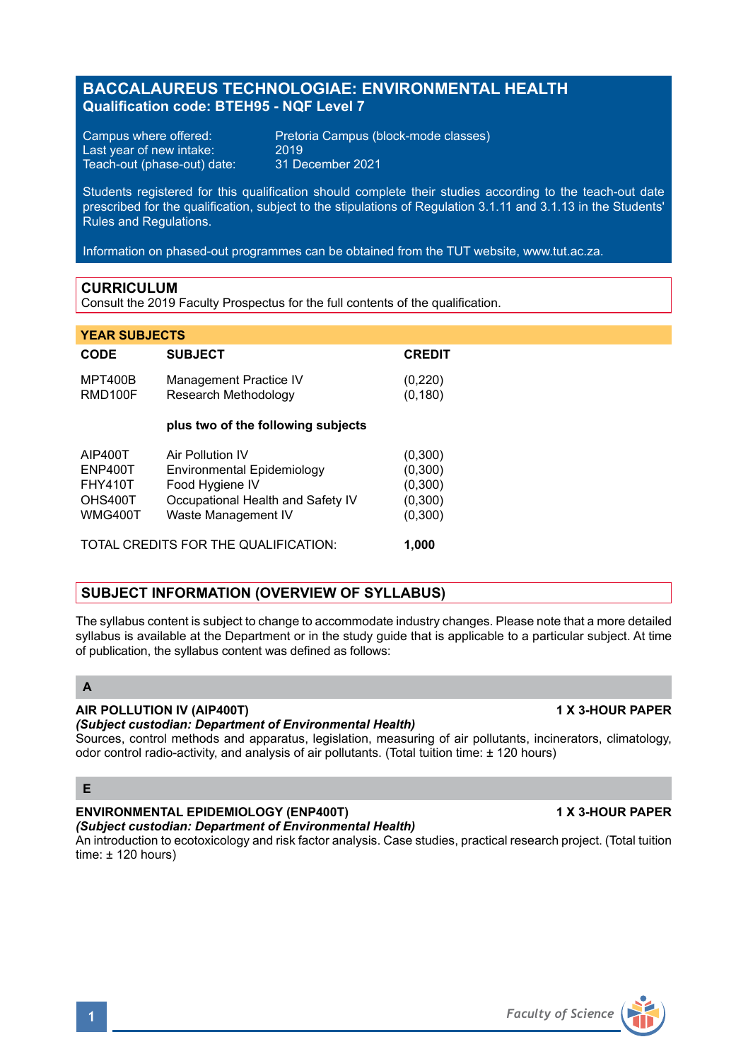# BACCALAUREUS TECHNOLOGIAE: ENVIRONMENTAL HEALTH

**Qualification code: BTEH95 - NQF Level 7**

Campus where offered: Pretoria Campus (block-mode classes)
Last year of new intake: 2019
Teach-out (phase-out) date: 31 December 2021

Students registered for this qualification should complete their studies according to the teach-out date prescribed for the qualification, subject to the stipulations of Regulation 3.1.11 and 3.1.13 in the Students' Rules and Regulations.

Information on phased-out programmes can be obtained from the TUT website, www.tut.ac.za.

## CURRICULUM

Consult the 2019 Faculty Prospectus for the full contents of the qualification.

### YEAR SUBJECTS

| CODE | SUBJECT | CREDIT |
|---|---|---|
| MPT400B | Management Practice IV | (0,220) |
| RMD100F | Research Methodology | (0,180) |
| | **plus two of the following subjects** | |
| AIP400T | Air Pollution IV | (0,300) |
| ENP400T | Environmental Epidemiology | (0,300) |
| FHY410T | Food Hygiene IV | (0,300) |
| OHS400T | Occupational Health and Safety IV | (0,300) |
| WMG400T | Waste Management IV | (0,300) |
| | TOTAL CREDITS FOR THE QUALIFICATION: | **1,000** |

## SUBJECT INFORMATION (OVERVIEW OF SYLLABUS)

The syllabus content is subject to change to accommodate industry changes. Please note that a more detailed syllabus is available at the Department or in the study guide that is applicable to a particular subject. At time of publication, the syllabus content was defined as follows:

### A

**AIR POLLUTION IV (AIP400T)** **1 X 3-HOUR PAPER**
***(Subject custodian: Department of Environmental Health)***
Sources, control methods and apparatus, legislation, measuring of air pollutants, incinerators, climatology, odor control radio-activity, and analysis of air pollutants. (Total tuition time: ± 120 hours)

### E

**ENVIRONMENTAL EPIDEMIOLOGY (ENP400T)** **1 X 3-HOUR PAPER**
***(Subject custodian: Department of Environmental Health)***
An introduction to ecotoxicology and risk factor analysis. Case studies, practical research project. (Total tuition time: ± 120 hours)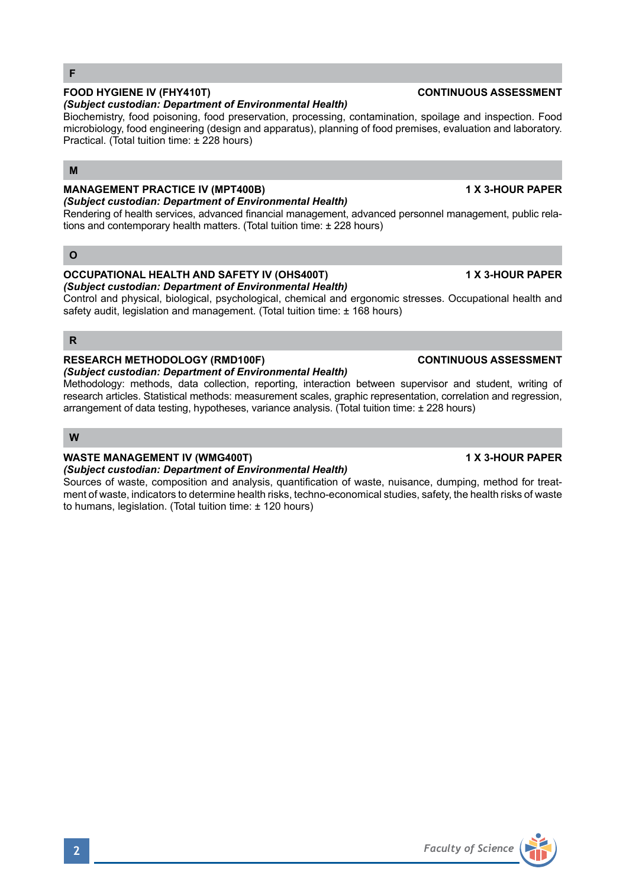## F

**FOOD HYGIENE IV (FHY410T)** **CONTINUOUS ASSESSMENT**

***(Subject custodian: Department of Environmental Health)***

Biochemistry, food poisoning, food preservation, processing, contamination, spoilage and inspection. Food microbiology, food engineering (design and apparatus), planning of food premises, evaluation and laboratory. Practical. (Total tuition time: ± 228 hours)

## M

**MANAGEMENT PRACTICE IV (MPT400B)** **1 X 3-HOUR PAPER**

***(Subject custodian: Department of Environmental Health)***

Rendering of health services, advanced financial management, advanced personnel management, public relations and contemporary health matters. (Total tuition time: ± 228 hours)

## O

**OCCUPATIONAL HEALTH AND SAFETY IV (OHS400T)** **1 X 3-HOUR PAPER**

***(Subject custodian: Department of Environmental Health)***

Control and physical, biological, psychological, chemical and ergonomic stresses. Occupational health and safety audit, legislation and management. (Total tuition time: ± 168 hours)

## R

**RESEARCH METHODOLOGY (RMD100F)** **CONTINUOUS ASSESSMENT**

***(Subject custodian: Department of Environmental Health)***

Methodology: methods, data collection, reporting, interaction between supervisor and student, writing of research articles. Statistical methods: measurement scales, graphic representation, correlation and regression, arrangement of data testing, hypotheses, variance analysis. (Total tuition time: ± 228 hours)

## W

**WASTE MANAGEMENT IV (WMG400T)** **1 X 3-HOUR PAPER**

***(Subject custodian: Department of Environmental Health)***

Sources of waste, composition and analysis, quantification of waste, nuisance, dumping, method for treatment of waste, indicators to determine health risks, techno-economical studies, safety, the health risks of waste to humans, legislation. (Total tuition time: ± 120 hours)